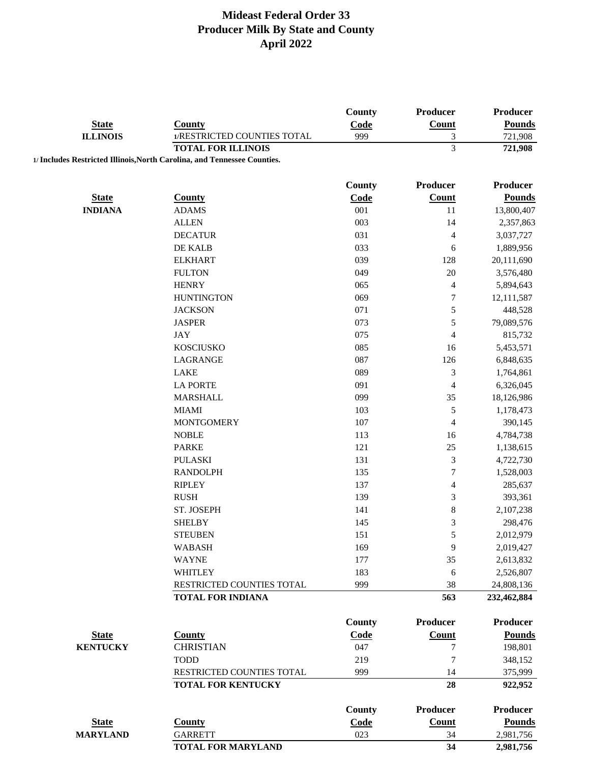# Mideast Federal Order 33
# Producer Milk By State and County
# April 2022

| State | County | County Code | Producer Count | Producer Pounds |
|---|---|---|---|---|
| ILLINOIS | 1/RESTRICTED COUNTIES TOTAL | 999 | 3 | 721,908 |
| | **TOTAL FOR ILLINOIS** | | **3** | **721,908** |

**1/ Includes Restricted Illinois,North Carolina, and Tennessee Counties.**

| State | County | County Code | Producer Count | Producer Pounds |
|---|---|---|---|---|
| INDIANA | ADAMS | 001 | 11 | 13,800,407 |
| | ALLEN | 003 | 14 | 2,357,863 |
| | DECATUR | 031 | 4 | 3,037,727 |
| | DE KALB | 033 | 6 | 1,889,956 |
| | ELKHART | 039 | 128 | 20,111,690 |
| | FULTON | 049 | 20 | 3,576,480 |
| | HENRY | 065 | 4 | 5,894,643 |
| | HUNTINGTON | 069 | 7 | 12,111,587 |
| | JACKSON | 071 | 5 | 448,528 |
| | JASPER | 073 | 5 | 79,089,576 |
| | JAY | 075 | 4 | 815,732 |
| | KOSCIUSKO | 085 | 16 | 5,453,571 |
| | LAGRANGE | 087 | 126 | 6,848,635 |
| | LAKE | 089 | 3 | 1,764,861 |
| | LA PORTE | 091 | 4 | 6,326,045 |
| | MARSHALL | 099 | 35 | 18,126,986 |
| | MIAMI | 103 | 5 | 1,178,473 |
| | MONTGOMERY | 107 | 4 | 390,145 |
| | NOBLE | 113 | 16 | 4,784,738 |
| | PARKE | 121 | 25 | 1,138,615 |
| | PULASKI | 131 | 3 | 4,722,730 |
| | RANDOLPH | 135 | 7 | 1,528,003 |
| | RIPLEY | 137 | 4 | 285,637 |
| | RUSH | 139 | 3 | 393,361 |
| | ST. JOSEPH | 141 | 8 | 2,107,238 |
| | SHELBY | 145 | 3 | 298,476 |
| | STEUBEN | 151 | 5 | 2,012,979 |
| | WABASH | 169 | 9 | 2,019,427 |
| | WAYNE | 177 | 35 | 2,613,832 |
| | WHITLEY | 183 | 6 | 2,526,807 |
| | RESTRICTED COUNTIES TOTAL | 999 | 38 | 24,808,136 |
| | **TOTAL FOR INDIANA** | | **563** | **232,462,884** |

| State | County | County Code | Producer Count | Producer Pounds |
|---|---|---|---|---|
| KENTUCKY | CHRISTIAN | 047 | 7 | 198,801 |
| | TODD | 219 | 7 | 348,152 |
| | RESTRICTED COUNTIES TOTAL | 999 | 14 | 375,999 |
| | **TOTAL FOR KENTUCKY** | | **28** | **922,952** |

| State | County | County Code | Producer Count | Producer Pounds |
|---|---|---|---|---|
| MARYLAND | GARRETT | 023 | 34 | 2,981,756 |
| | **TOTAL FOR MARYLAND** | | **34** | **2,981,756** |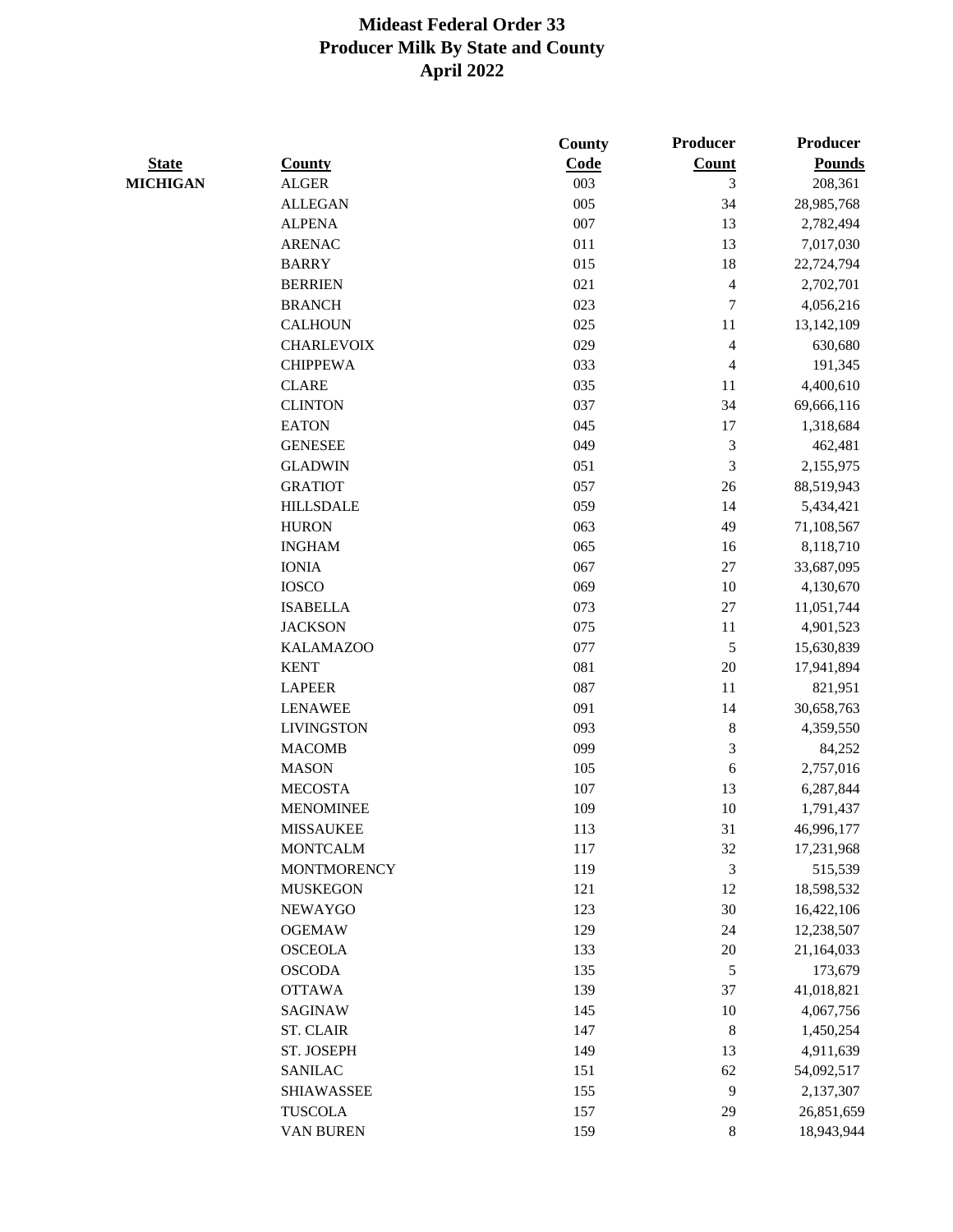# Mideast Federal Order 33
## Producer Milk By State and County
## April 2022

| State | County | County Code | Producer Count | Producer Pounds |
|---|---|---|---|---|
| **MICHIGAN** | ALGER | 003 | 3 | 208,361 |
| | ALLEGAN | 005 | 34 | 28,985,768 |
| | ALPENA | 007 | 13 | 2,782,494 |
| | ARENAC | 011 | 13 | 7,017,030 |
| | BARRY | 015 | 18 | 22,724,794 |
| | BERRIEN | 021 | 4 | 2,702,701 |
| | BRANCH | 023 | 7 | 4,056,216 |
| | CALHOUN | 025 | 11 | 13,142,109 |
| | CHARLEVOIX | 029 | 4 | 630,680 |
| | CHIPPEWA | 033 | 4 | 191,345 |
| | CLARE | 035 | 11 | 4,400,610 |
| | CLINTON | 037 | 34 | 69,666,116 |
| | EATON | 045 | 17 | 1,318,684 |
| | GENESEE | 049 | 3 | 462,481 |
| | GLADWIN | 051 | 3 | 2,155,975 |
| | GRATIOT | 057 | 26 | 88,519,943 |
| | HILLSDALE | 059 | 14 | 5,434,421 |
| | HURON | 063 | 49 | 71,108,567 |
| | INGHAM | 065 | 16 | 8,118,710 |
| | IONIA | 067 | 27 | 33,687,095 |
| | IOSCO | 069 | 10 | 4,130,670 |
| | ISABELLA | 073 | 27 | 11,051,744 |
| | JACKSON | 075 | 11 | 4,901,523 |
| | KALAMAZOO | 077 | 5 | 15,630,839 |
| | KENT | 081 | 20 | 17,941,894 |
| | LAPEER | 087 | 11 | 821,951 |
| | LENAWEE | 091 | 14 | 30,658,763 |
| | LIVINGSTON | 093 | 8 | 4,359,550 |
| | MACOMB | 099 | 3 | 84,252 |
| | MASON | 105 | 6 | 2,757,016 |
| | MECOSTA | 107 | 13 | 6,287,844 |
| | MENOMINEE | 109 | 10 | 1,791,437 |
| | MISSAUKEE | 113 | 31 | 46,996,177 |
| | MONTCALM | 117 | 32 | 17,231,968 |
| | MONTMORENCY | 119 | 3 | 515,539 |
| | MUSKEGON | 121 | 12 | 18,598,532 |
| | NEWAYGO | 123 | 30 | 16,422,106 |
| | OGEMAW | 129 | 24 | 12,238,507 |
| | OSCEOLA | 133 | 20 | 21,164,033 |
| | OSCODA | 135 | 5 | 173,679 |
| | OTTAWA | 139 | 37 | 41,018,821 |
| | SAGINAW | 145 | 10 | 4,067,756 |
| | ST. CLAIR | 147 | 8 | 1,450,254 |
| | ST. JOSEPH | 149 | 13 | 4,911,639 |
| | SANILAC | 151 | 62 | 54,092,517 |
| | SHIAWASSEE | 155 | 9 | 2,137,307 |
| | TUSCOLA | 157 | 29 | 26,851,659 |
| | VAN BUREN | 159 | 8 | 18,943,944 |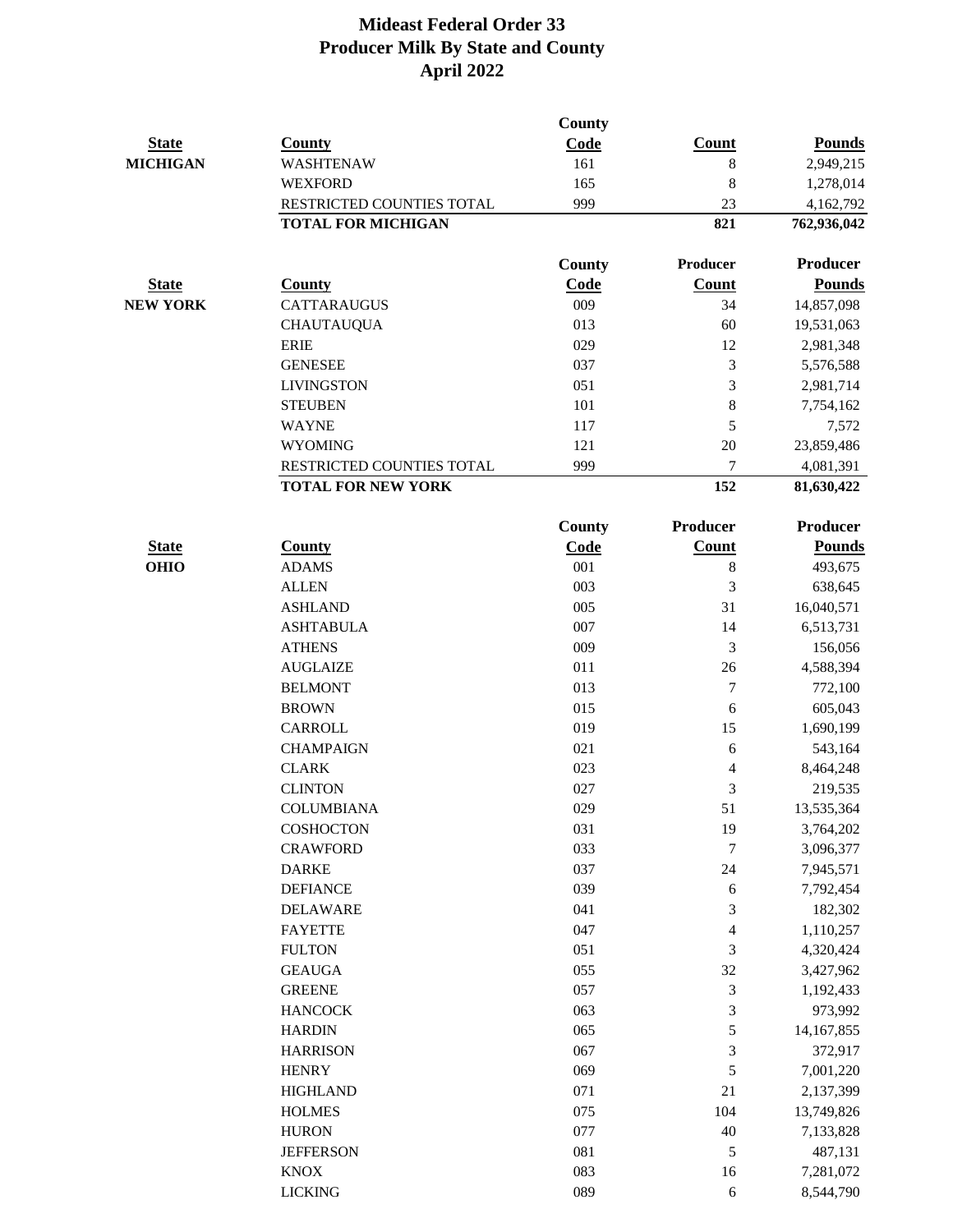# Mideast Federal Order 33
## Producer Milk By State and County
## April 2022

| State | County | County Code | Count | Pounds |
|---|---|---|---|---|
| MICHIGAN | WASHTENAW | 161 | 8 | 2,949,215 |
| | WEXFORD | 165 | 8 | 1,278,014 |
| | RESTRICTED COUNTIES TOTAL | 999 | 23 | 4,162,792 |
| | **TOTAL FOR MICHIGAN** | | **821** | **762,936,042** |

| State | County | County Code | Producer Count | Producer Pounds |
|---|---|---|---|---|
| NEW YORK | CATTARAUGUS | 009 | 34 | 14,857,098 |
| | CHAUTAUQUA | 013 | 60 | 19,531,063 |
| | ERIE | 029 | 12 | 2,981,348 |
| | GENESEE | 037 | 3 | 5,576,588 |
| | LIVINGSTON | 051 | 3 | 2,981,714 |
| | STEUBEN | 101 | 8 | 7,754,162 |
| | WAYNE | 117 | 5 | 7,572 |
| | WYOMING | 121 | 20 | 23,859,486 |
| | RESTRICTED COUNTIES TOTAL | 999 | 7 | 4,081,391 |
| | **TOTAL FOR NEW YORK** | | **152** | **81,630,422** |

| State | County | County Code | Producer Count | Producer Pounds |
|---|---|---|---|---|
| OHIO | ADAMS | 001 | 8 | 493,675 |
| | ALLEN | 003 | 3 | 638,645 |
| | ASHLAND | 005 | 31 | 16,040,571 |
| | ASHTABULA | 007 | 14 | 6,513,731 |
| | ATHENS | 009 | 3 | 156,056 |
| | AUGLAIZE | 011 | 26 | 4,588,394 |
| | BELMONT | 013 | 7 | 772,100 |
| | BROWN | 015 | 6 | 605,043 |
| | CARROLL | 019 | 15 | 1,690,199 |
| | CHAMPAIGN | 021 | 6 | 543,164 |
| | CLARK | 023 | 4 | 8,464,248 |
| | CLINTON | 027 | 3 | 219,535 |
| | COLUMBIANA | 029 | 51 | 13,535,364 |
| | COSHOCTON | 031 | 19 | 3,764,202 |
| | CRAWFORD | 033 | 7 | 3,096,377 |
| | DARKE | 037 | 24 | 7,945,571 |
| | DEFIANCE | 039 | 6 | 7,792,454 |
| | DELAWARE | 041 | 3 | 182,302 |
| | FAYETTE | 047 | 4 | 1,110,257 |
| | FULTON | 051 | 3 | 4,320,424 |
| | GEAUGA | 055 | 32 | 3,427,962 |
| | GREENE | 057 | 3 | 1,192,433 |
| | HANCOCK | 063 | 3 | 973,992 |
| | HARDIN | 065 | 5 | 14,167,855 |
| | HARRISON | 067 | 3 | 372,917 |
| | HENRY | 069 | 5 | 7,001,220 |
| | HIGHLAND | 071 | 21 | 2,137,399 |
| | HOLMES | 075 | 104 | 13,749,826 |
| | HURON | 077 | 40 | 7,133,828 |
| | JEFFERSON | 081 | 5 | 487,131 |
| | KNOX | 083 | 16 | 7,281,072 |
| | LICKING | 089 | 6 | 8,544,790 |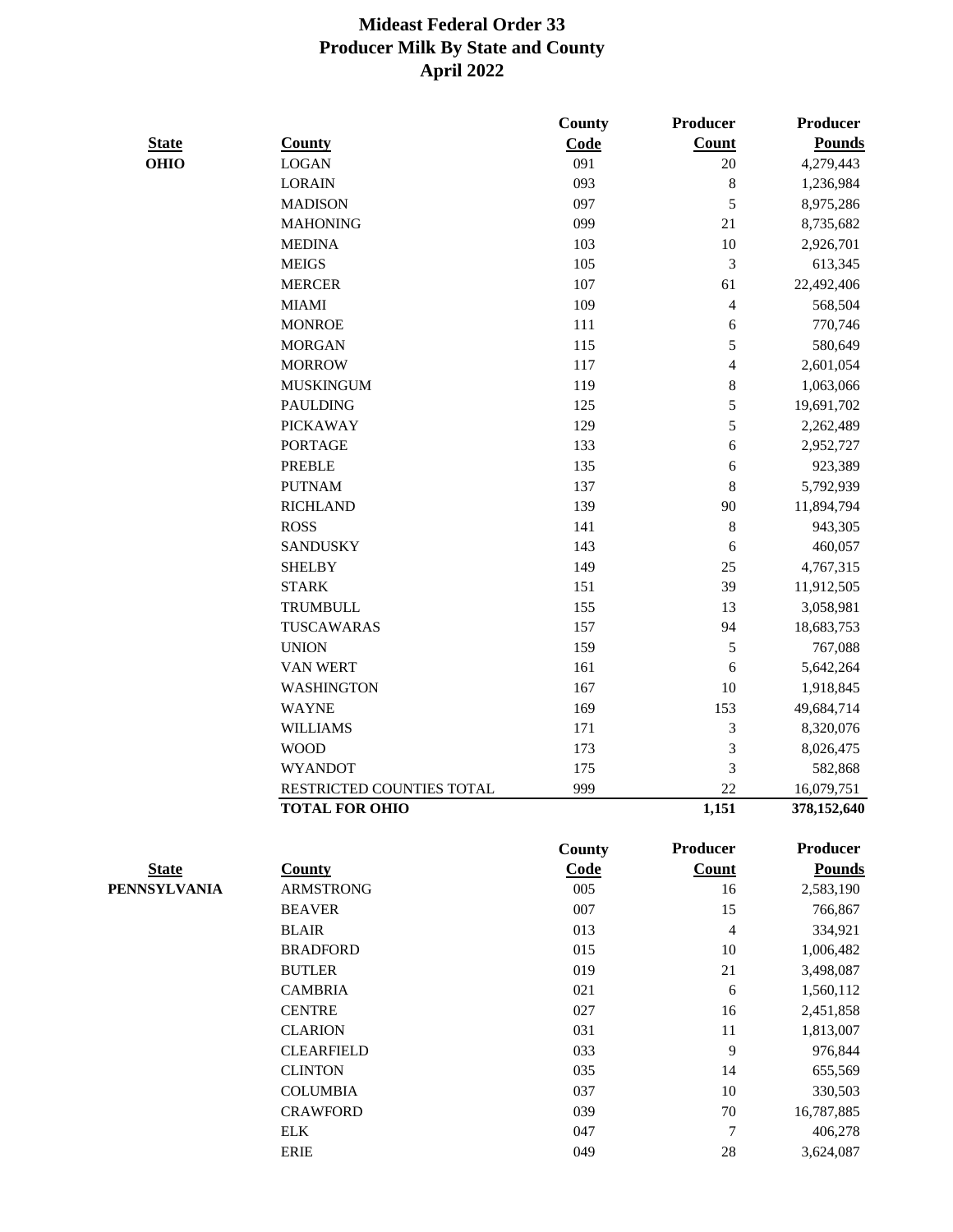# Mideast Federal Order 33
## Producer Milk By State and County
## April 2022

| State | County | County Code | Producer Count | Producer Pounds |
|---|---|---|---|---|
| **OHIO** | LOGAN | 091 | 20 | 4,279,443 |
| | LORAIN | 093 | 8 | 1,236,984 |
| | MADISON | 097 | 5 | 8,975,286 |
| | MAHONING | 099 | 21 | 8,735,682 |
| | MEDINA | 103 | 10 | 2,926,701 |
| | MEIGS | 105 | 3 | 613,345 |
| | MERCER | 107 | 61 | 22,492,406 |
| | MIAMI | 109 | 4 | 568,504 |
| | MONROE | 111 | 6 | 770,746 |
| | MORGAN | 115 | 5 | 580,649 |
| | MORROW | 117 | 4 | 2,601,054 |
| | MUSKINGUM | 119 | 8 | 1,063,066 |
| | PAULDING | 125 | 5 | 19,691,702 |
| | PICKAWAY | 129 | 5 | 2,262,489 |
| | PORTAGE | 133 | 6 | 2,952,727 |
| | PREBLE | 135 | 6 | 923,389 |
| | PUTNAM | 137 | 8 | 5,792,939 |
| | RICHLAND | 139 | 90 | 11,894,794 |
| | ROSS | 141 | 8 | 943,305 |
| | SANDUSKY | 143 | 6 | 460,057 |
| | SHELBY | 149 | 25 | 4,767,315 |
| | STARK | 151 | 39 | 11,912,505 |
| | TRUMBULL | 155 | 13 | 3,058,981 |
| | TUSCAWARAS | 157 | 94 | 18,683,753 |
| | UNION | 159 | 5 | 767,088 |
| | VAN WERT | 161 | 6 | 5,642,264 |
| | WASHINGTON | 167 | 10 | 1,918,845 |
| | WAYNE | 169 | 153 | 49,684,714 |
| | WILLIAMS | 171 | 3 | 8,320,076 |
| | WOOD | 173 | 3 | 8,026,475 |
| | WYANDOT | 175 | 3 | 582,868 |
| | RESTRICTED COUNTIES TOTAL | 999 | 22 | 16,079,751 |
| | **TOTAL FOR OHIO** | | **1,151** | **378,152,640** |

| State | County | County Code | Producer Count | Producer Pounds |
|---|---|---|---|---|
| **PENNSYLVANIA** | ARMSTRONG | 005 | 16 | 2,583,190 |
| | BEAVER | 007 | 15 | 766,867 |
| | BLAIR | 013 | 4 | 334,921 |
| | BRADFORD | 015 | 10 | 1,006,482 |
| | BUTLER | 019 | 21 | 3,498,087 |
| | CAMBRIA | 021 | 6 | 1,560,112 |
| | CENTRE | 027 | 16 | 2,451,858 |
| | CLARION | 031 | 11 | 1,813,007 |
| | CLEARFIELD | 033 | 9 | 976,844 |
| | CLINTON | 035 | 14 | 655,569 |
| | COLUMBIA | 037 | 10 | 330,503 |
| | CRAWFORD | 039 | 70 | 16,787,885 |
| | ELK | 047 | 7 | 406,278 |
| | ERIE | 049 | 28 | 3,624,087 |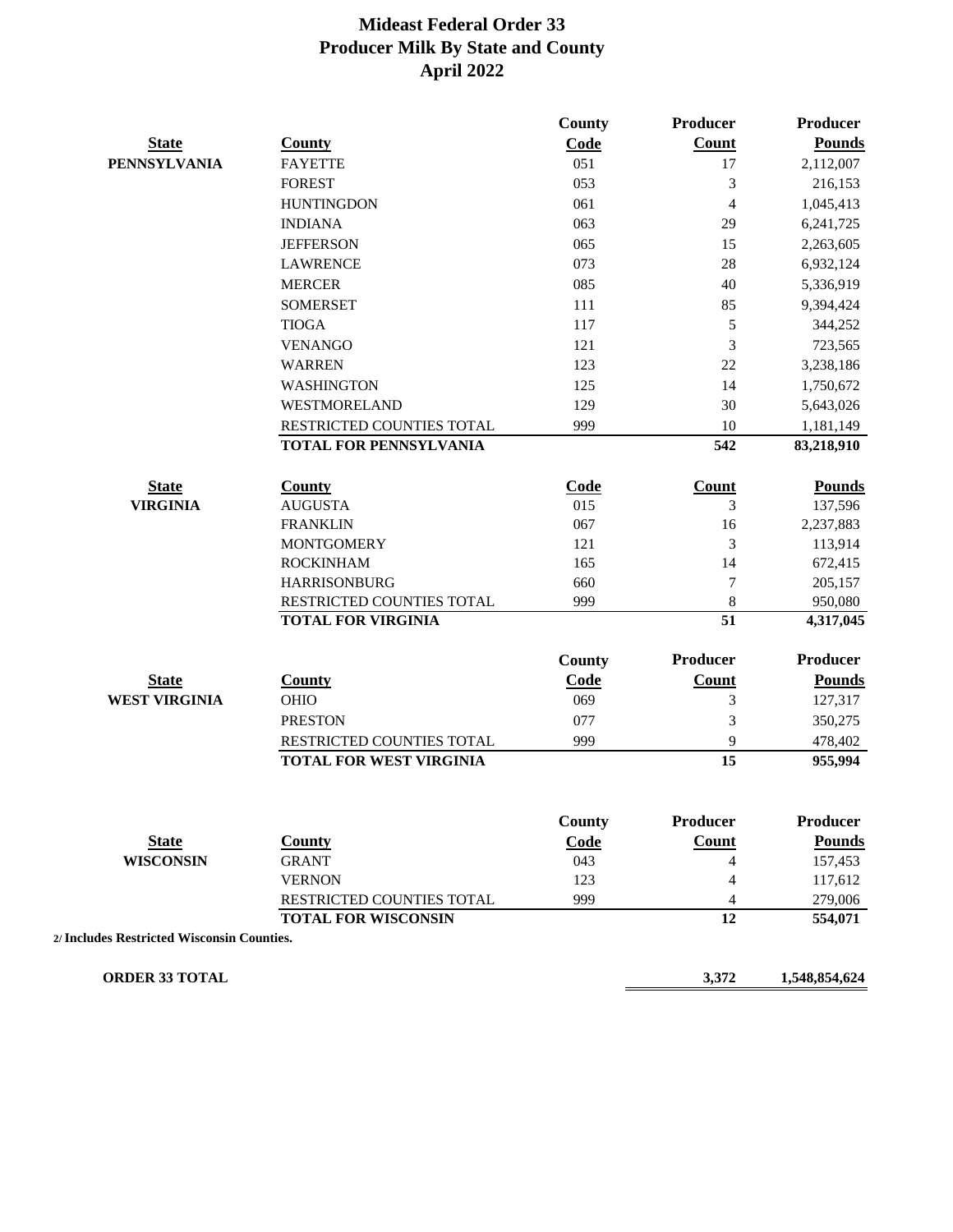# Mideast Federal Order 33
## Producer Milk By State and County
## April 2022

| State | County | County Code | Producer Count | Producer Pounds |
|---|---|---|---|---|
| PENNSYLVANIA | FAYETTE | 051 | 17 | 2,112,007 |
| | FOREST | 053 | 3 | 216,153 |
| | HUNTINGDON | 061 | 4 | 1,045,413 |
| | INDIANA | 063 | 29 | 6,241,725 |
| | JEFFERSON | 065 | 15 | 2,263,605 |
| | LAWRENCE | 073 | 28 | 6,932,124 |
| | MERCER | 085 | 40 | 5,336,919 |
| | SOMERSET | 111 | 85 | 9,394,424 |
| | TIOGA | 117 | 5 | 344,252 |
| | VENANGO | 121 | 3 | 723,565 |
| | WARREN | 123 | 22 | 3,238,186 |
| | WASHINGTON | 125 | 14 | 1,750,672 |
| | WESTMORELAND | 129 | 30 | 5,643,026 |
| | RESTRICTED COUNTIES TOTAL | 999 | 10 | 1,181,149 |
| | **TOTAL FOR PENNSYLVANIA** | | **542** | **83,218,910** |

| State | County | Code | Count | Pounds |
|---|---|---|---|---|
| VIRGINIA | AUGUSTA | 015 | 3 | 137,596 |
| | FRANKLIN | 067 | 16 | 2,237,883 |
| | MONTGOMERY | 121 | 3 | 113,914 |
| | ROCKINHAM | 165 | 14 | 672,415 |
| | HARRISONBURG | 660 | 7 | 205,157 |
| | RESTRICTED COUNTIES TOTAL | 999 | 8 | 950,080 |
| | **TOTAL FOR VIRGINIA** | | **51** | **4,317,045** |

| State | County | County Code | Producer Count | Producer Pounds |
|---|---|---|---|---|
| WEST VIRGINIA | OHIO | 069 | 3 | 127,317 |
| | PRESTON | 077 | 3 | 350,275 |
| | RESTRICTED COUNTIES TOTAL | 999 | 9 | 478,402 |
| | **TOTAL FOR WEST VIRGINIA** | | **15** | **955,994** |

| State | County | County Code | Producer Count | Producer Pounds |
|---|---|---|---|---|
| WISCONSIN | GRANT | 043 | 4 | 157,453 |
| | VERNON | 123 | 4 | 117,612 |
| | RESTRICTED COUNTIES TOTAL | 999 | 4 | 279,006 |
| | **TOTAL FOR WISCONSIN** | | **12** | **554,071** |

**2/ Includes Restricted Wisconsin Counties.**

| | | | |
|---|---|---|---|
| **ORDER 33 TOTAL** | | **3,372** | **1,548,854,624** |